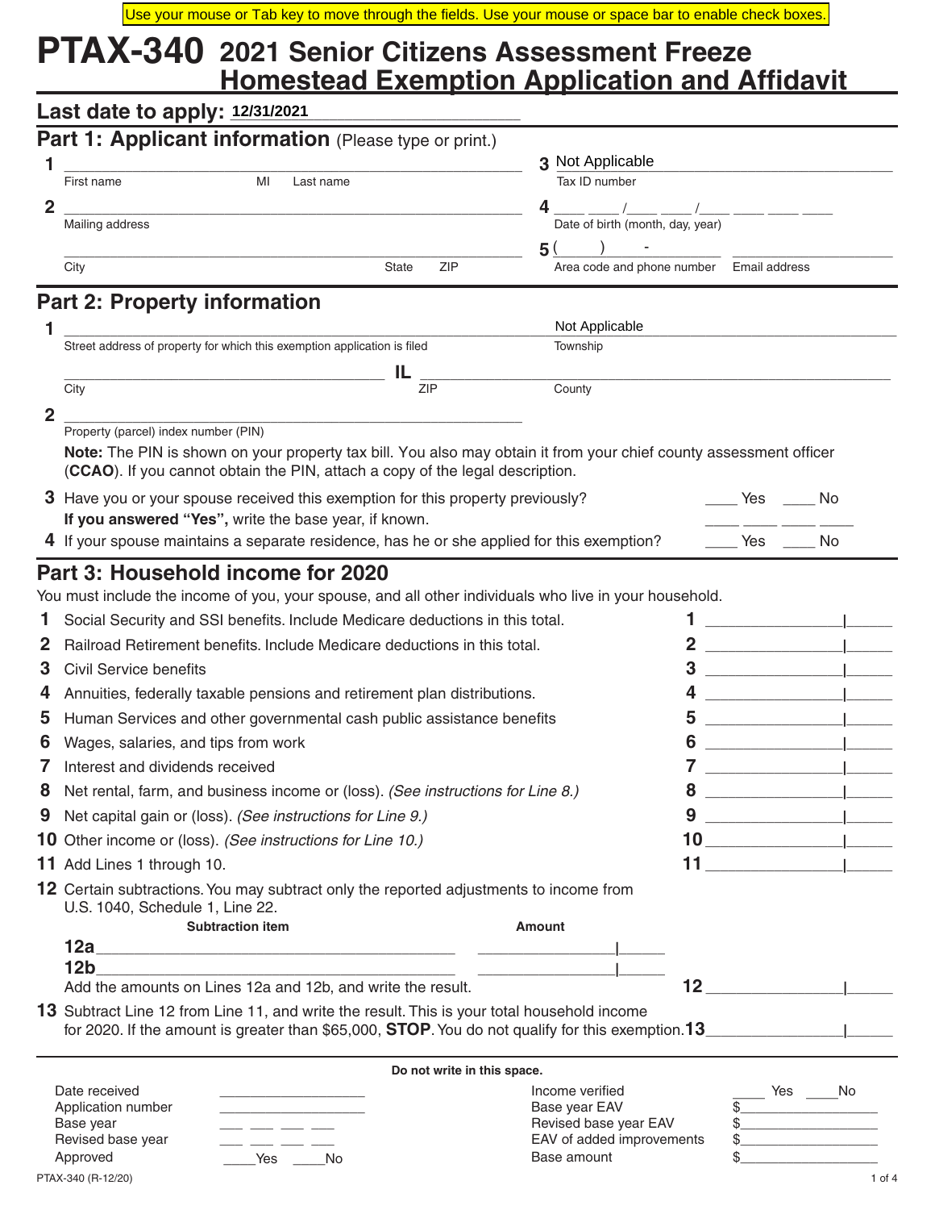Use your mouse or Tab key to move through the fields. Use your mouse or space bar to enable check boxes.

# PTAX-340 2021 Senior Citizens Assessment Freeze Homestead Exemption Application and Affidavit

**Last date to apply:** 12/31/2021

## Part 1: Applicant information (Please type or print.)

1 ______________________________
First name MI Last name

2 ______________________________
Mailing address

______________________________
City State ZIP

3 Not Applicable
Tax ID number

4 ___ ___ /___ ___ /___ ___ ___ ___
Date of birth (month, day, year)

5 ( ) -
Area code and phone number  Email address

## Part 2: Property information

1 ______________________________ Not Applicable
Street address of property for which this exemption application is filed  Township

______________________ IL ______________________
City ZIP County

2 ______________________________
Property (parcel) index number (PIN)

**Note:** The PIN is shown on your property tax bill. You also may obtain it from your chief county assessment officer (**CCAO**). If you cannot obtain the PIN, attach a copy of the legal description.

3 Have you or your spouse received this exemption for this property previously? ____ Yes ____ No
**If you answered "Yes",** write the base year, if known. ___ ___ ___ ___

4 If your spouse maintains a separate residence, has he or she applied for this exemption? ____ Yes ____ No

## Part 3: Household income for 2020

You must include the income of you, your spouse, and all other individuals who live in your household.

| | | |
|---|---|---|
| 1 | Social Security and SSI benefits. Include Medicare deductions in this total. | 1 ____________ |
| 2 | Railroad Retirement benefits. Include Medicare deductions in this total. | 2 ____________ |
| 3 | Civil Service benefits | 3 ____________ |
| 4 | Annuities, federally taxable pensions and retirement plan distributions. | 4 ____________ |
| 5 | Human Services and other governmental cash public assistance benefits | 5 ____________ |
| 6 | Wages, salaries, and tips from work | 6 ____________ |
| 7 | Interest and dividends received | 7 ____________ |
| 8 | Net rental, farm, and business income or (loss). *(See instructions for Line 8.)* | 8 ____________ |
| 9 | Net capital gain or (loss). *(See instructions for Line 9.)* | 9 ____________ |
| 10 | Other income or (loss). *(See instructions for Line 10.)* | 10 ____________ |
| 11 | Add Lines 1 through 10. | 11 ____________ |

12 Certain subtractions. You may subtract only the reported adjustments to income from U.S. 1040, Schedule 1, Line 22.

| | Subtraction item | Amount |
|---|---|---|
| 12a | ______________________ | ____________ |
| 12b | ______________________ | ____________ |

Add the amounts on Lines 12a and 12b, and write the result. 12 ____________

13 Subtract Line 12 from Line 11, and write the result. This is your total household income for 2020. If the amount is greater than $65,000, **STOP**. You do not qualify for this exemption. 13 ____________

**Do not write in this space.**

| | | | |
|---|---|---|---|
| Date received | ______________ | Income verified | ____ Yes ____ No |
| Application number | ______________ | Base year EAV | $______________ |
| Base year | ___ ___ ___ ___ | Revised base year EAV | $______________ |
| Revised base year | ___ ___ ___ ___ | EAV of added improvements | $______________ |
| Approved | ____ Yes ____ No | Base amount | $______________ |

PTAX-340 (R-12/20)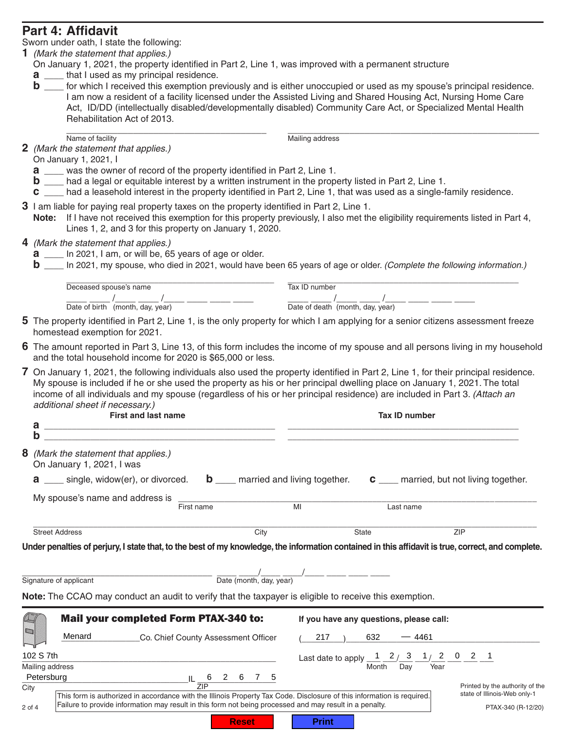## Part 4: Affidavit

Sworn under oath, I state the following:

**1** *(Mark the statement that applies.)*

On January 1, 2021, the property identified in Part 2, Line 1, was improved with a permanent structure

**a** ____ that I used as my principal residence.

**b** ____ for which I received this exemption previously and is either unoccupied or used as my spouse's principal residence. I am now a resident of a facility licensed under the Assisted Living and Shared Housing Act, Nursing Home Care Act, ID/DD (intellectually disabled/developmentally disabled) Community Care Act, or Specialized Mental Health Rehabilitation Act of 2013.

Name of facility ____________________ Mailing address ____________________

**2** *(Mark the statement that applies.)*

On January 1, 2021, I

**a** ____ was the owner of record of the property identified in Part 2, Line 1.

**b** ____ had a legal or equitable interest by a written instrument in the property listed in Part 2, Line 1.

**c** ____ had a leasehold interest in the property identified in Part 2, Line 1, that was used as a single-family residence.

**3** I am liable for paying real property taxes on the property identified in Part 2, Line 1.

**Note:** If I have not received this exemption for this property previously, I also met the eligibility requirements listed in Part 4, Lines 1, 2, and 3 for this property on January 1, 2020.

**4** *(Mark the statement that applies.)*

**a** ____ In 2021, I am, or will be, 65 years of age or older.

**b** ____ In 2021, my spouse, who died in 2021, would have been 65 years of age or older. *(Complete the following information.)*

Deceased spouse's name ____________________ Tax ID number ____________________

Date of birth (month, day, year) ___ ___ / ___ ___ / ___ ___ ___ ___ Date of death (month, day, year) ___ ___ / ___ ___ / ___ ___ ___ ___

**5** The property identified in Part 2, Line 1, is the only property for which I am applying for a senior citizens assessment freeze homestead exemption for 2021.

**6** The amount reported in Part 3, Line 13, of this form includes the income of my spouse and all persons living in my household and the total household income for 2020 is $65,000 or less.

**7** On January 1, 2021, the following individuals also used the property identified in Part 2, Line 1, for their principal residence. My spouse is included if he or she used the property as his or her principal dwelling place on January 1, 2021. The total income of all individuals and my spouse (regardless of his or her principal residence) are included in Part 3. *(Attach an additional sheet if necessary.)*

| | First and last name | Tax ID number |
|---|---|---|
| a | | |
| b | | |

**8** *(Mark the statement that applies.)*

On January 1, 2021, I was

**a** ____ single, widow(er), or divorced. **b** ____ married and living together. **c** ____ married, but not living together.

My spouse's name and address is ____________________
First name MI Last name

____________________
Street Address City State ZIP

**Under penalties of perjury, I state that, to the best of my knowledge, the information contained in this affidavit is true, correct, and complete.**

Signature of applicant ____________________ Date (month, day, year) ___ ___ / ___ ___ / ___ ___ ___ ___

**Note:** The CCAO may conduct an audit to verify that the taxpayer is eligible to receive this exemption.

---

**Mail your completed Form PTAX-340 to:**

Menard Co. Chief County Assessment Officer
102 S 7th
Mailing address
Petersburg IL 62675
City ZIP

**If you have any questions, please call:**

(217) 632 — 4461

Last date to apply 12/31/2021
Month Day Year

This form is authorized in accordance with the Illinois Property Tax Code. Disclosure of this information is required. Failure to provide information may result in this form not being processed and may result in a penalty.

Printed by the authority of the state of Illinois-Web only-1

PTAX-340 (R-12/20)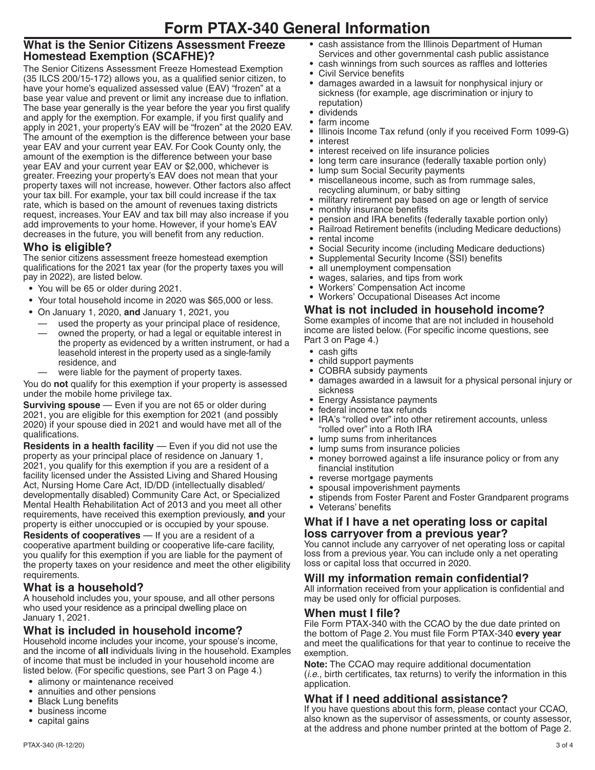# Form PTAX-340 General Information

## What is the Senior Citizens Assessment Freeze Homestead Exemption (SCAFHE)?

The Senior Citizens Assessment Freeze Homestead Exemption (35 ILCS 200/15-172) allows you, as a qualified senior citizen, to have your home's equalized assessed value (EAV) "frozen" at a base year value and prevent or limit any increase due to inflation. The base year generally is the year before the year you first qualify and apply for the exemption. For example, if you first qualify and apply in 2021, your property's EAV will be "frozen" at the 2020 EAV. The amount of the exemption is the difference between your base year EAV and your current year EAV. For Cook County only, the amount of the exemption is the difference between your base year EAV and your current year EAV or $2,000, whichever is greater. Freezing your property's EAV does not mean that your property taxes will not increase, however. Other factors also affect your tax bill. For example, your tax bill could increase if the tax rate, which is based on the amount of revenues taxing districts request, increases. Your EAV and tax bill may also increase if you add improvements to your home. However, if your home's EAV decreases in the future, you will benefit from any reduction.

## Who is eligible?

The senior citizens assessment freeze homestead exemption qualifications for the 2021 tax year (for the property taxes you will pay in 2022), are listed below.

- You will be 65 or older during 2021.
- Your total household income in 2020 was $65,000 or less.
- On January 1, 2020, **and** January 1, 2021, you
  - used the property as your principal place of residence,
  - owned the property, or had a legal or equitable interest in the property as evidenced by a written instrument, or had a leasehold interest in the property used as a single-family residence, and
  - were liable for the payment of property taxes.

You do **not** qualify for this exemption if your property is assessed under the mobile home privilege tax.

**Surviving spouse** — Even if you are not 65 or older during 2021, you are eligible for this exemption for 2021 (and possibly 2020) if your spouse died in 2021 and would have met all of the qualifications.

**Residents in a health facility** — Even if you did not use the property as your principal place of residence on January 1, 2021, you qualify for this exemption if you are a resident of a facility licensed under the Assisted Living and Shared Housing Act, Nursing Home Care Act, ID/DD (intellectually disabled/developmentally disabled) Community Care Act, or Specialized Mental Health Rehabilitation Act of 2013 and you meet all other requirements, have received this exemption previously, **and** your property is either unoccupied or is occupied by your spouse.

**Residents of cooperatives** — If you are a resident of a cooperative apartment building or cooperative life-care facility, you qualify for this exemption if you are liable for the payment of the property taxes on your residence and meet the other eligibility requirements.

## What is a household?

A household includes you, your spouse, and all other persons who used your residence as a principal dwelling place on January 1, 2021.

## What is included in household income?

Household income includes your income, your spouse's income, and the income of **all** individuals living in the household. Examples of income that must be included in your household income are listed below. (For specific questions, see Part 3 on Page 4.)

- alimony or maintenance received
- annuities and other pensions
- Black Lung benefits
- business income
- capital gains
- cash assistance from the Illinois Department of Human Services and other governmental cash public assistance
- cash winnings from such sources as raffles and lotteries
- Civil Service benefits
- damages awarded in a lawsuit for nonphysical injury or sickness (for example, age discrimination or injury to reputation)
- dividends
- farm income
- Illinois Income Tax refund (only if you received Form 1099-G)
- interest
- interest received on life insurance policies
- long term care insurance (federally taxable portion only)
- lump sum Social Security payments
- miscellaneous income, such as from rummage sales, recycling aluminum, or baby sitting
- military retirement pay based on age or length of service
- monthly insurance benefits
- pension and IRA benefits (federally taxable portion only)
- Railroad Retirement benefits (including Medicare deductions)
- rental income
- Social Security income (including Medicare deductions)
- Supplemental Security Income (SSI) benefits
- all unemployment compensation
- wages, salaries, and tips from work
- Workers' Compensation Act income
- Workers' Occupational Diseases Act income

## What is not included in household income?

Some examples of income that are not included in household income are listed below. (For specific income questions, see Part 3 on Page 4.)

- cash gifts
- child support payments
- COBRA subsidy payments
- damages awarded in a lawsuit for a physical personal injury or sickness
- Energy Assistance payments
- federal income tax refunds
- IRA's "rolled over" into other retirement accounts, unless "rolled over" into a Roth IRA
- lump sums from inheritances
- lump sums from insurance policies
- money borrowed against a life insurance policy or from any financial institution
- reverse mortgage payments
- spousal impoverishment payments
- stipends from Foster Parent and Foster Grandparent programs
- Veterans' benefits

## What if I have a net operating loss or capital loss carryover from a previous year?

You cannot include any carryover of net operating loss or capital loss from a previous year. You can include only a net operating loss or capital loss that occurred in 2020.

## Will my information remain confidential?

All information received from your application is confidential and may be used only for official purposes.

## When must I file?

File Form PTAX-340 with the CCAO by the due date printed on the bottom of Page 2. You must file Form PTAX-340 **every year** and meet the qualifications for that year to continue to receive the exemption.

**Note:** The CCAO may require additional documentation (*i.e.*, birth certificates, tax returns) to verify the information in this application.

## What if I need additional assistance?

If you have questions about this form, please contact your CCAO, also known as the supervisor of assessments, or county assessor, at the address and phone number printed at the bottom of Page 2.

PTAX-340 (R-12/20)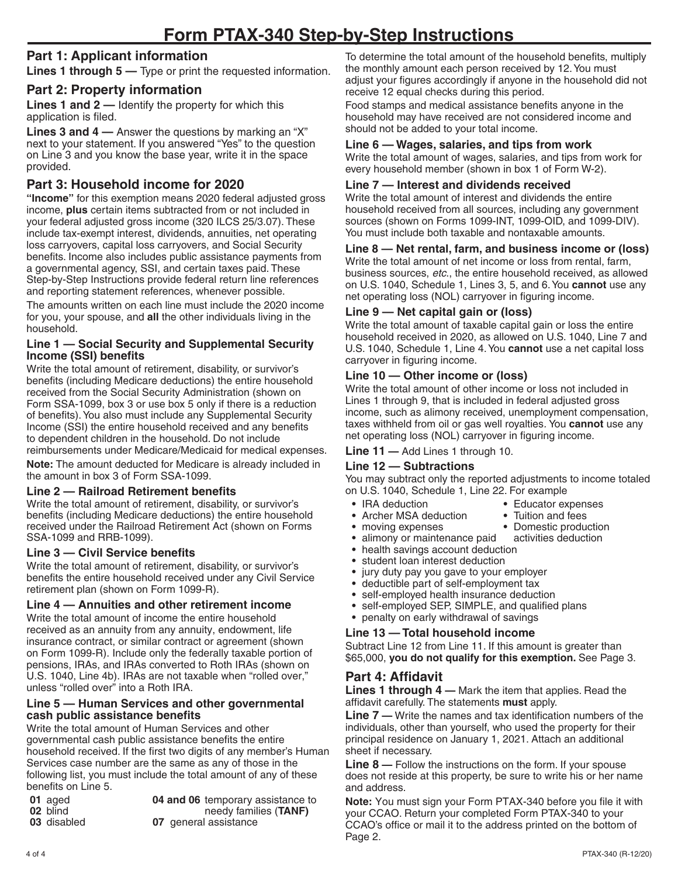# Form PTAX-340 Step-by-Step Instructions

## Part 1: Applicant information

**Lines 1 through 5 —** Type or print the requested information.

## Part 2: Property information

**Lines 1 and 2 —** Identify the property for which this application is filed.

**Lines 3 and 4 —** Answer the questions by marking an "X" next to your statement. If you answered "Yes" to the question on Line 3 and you know the base year, write it in the space provided.

## Part 3: Household income for 2020

**"Income"** for this exemption means 2020 federal adjusted gross income, **plus** certain items subtracted from or not included in your federal adjusted gross income (320 ILCS 25/3.07). These include tax-exempt interest, dividends, annuities, net operating loss carryovers, capital loss carryovers, and Social Security benefits. Income also includes public assistance payments from a governmental agency, SSI, and certain taxes paid. These Step-by-Step Instructions provide federal return line references and reporting statement references, whenever possible.

The amounts written on each line must include the 2020 income for you, your spouse, and **all** the other individuals living in the household.

### Line 1 — Social Security and Supplemental Security Income (SSI) benefits

Write the total amount of retirement, disability, or survivor's benefits (including Medicare deductions) the entire household received from the Social Security Administration (shown on Form SSA-1099, box 3 or use box 5 only if there is a reduction of benefits). You also must include any Supplemental Security Income (SSI) the entire household received and any benefits to dependent children in the household. Do not include reimbursements under Medicare/Medicaid for medical expenses.

**Note:** The amount deducted for Medicare is already included in the amount in box 3 of Form SSA-1099.

### Line 2 — Railroad Retirement benefits

Write the total amount of retirement, disability, or survivor's benefits (including Medicare deductions) the entire household received under the Railroad Retirement Act (shown on Forms SSA-1099 and RRB-1099).

### Line 3 — Civil Service benefits

Write the total amount of retirement, disability, or survivor's benefits the entire household received under any Civil Service retirement plan (shown on Form 1099-R).

### Line 4 — Annuities and other retirement income

Write the total amount of income the entire household received as an annuity from any annuity, endowment, life insurance contract, or similar contract or agreement (shown on Form 1099-R). Include only the federally taxable portion of pensions, IRAs, and IRAs converted to Roth IRAs (shown on U.S. 1040, Line 4b). IRAs are not taxable when "rolled over," unless "rolled over" into a Roth IRA.

### Line 5 — Human Services and other governmental cash public assistance benefits

Write the total amount of Human Services and other governmental cash public assistance benefits the entire household received. If the first two digits of any member's Human Services case number are the same as any of those in the following list, you must include the total amount of any of these benefits on Line 5.

- **01** aged
- **02** blind
- **03** disabled
- **04 and 06** temporary assistance to needy families (**TANF**)
- **07** general assistance

To determine the total amount of the household benefits, multiply the monthly amount each person received by 12. You must adjust your figures accordingly if anyone in the household did not receive 12 equal checks during this period.

Food stamps and medical assistance benefits anyone in the household may have received are not considered income and should not be added to your total income.

### Line 6 — Wages, salaries, and tips from work

Write the total amount of wages, salaries, and tips from work for every household member (shown in box 1 of Form W-2).

### Line 7 — Interest and dividends received

Write the total amount of interest and dividends the entire household received from all sources, including any government sources (shown on Forms 1099-INT, 1099-OID, and 1099-DIV). You must include both taxable and nontaxable amounts.

### Line 8 — Net rental, farm, and business income or (loss)

Write the total amount of net income or loss from rental, farm, business sources, *etc.*, the entire household received, as allowed on U.S. 1040, Schedule 1, Lines 3, 5, and 6. You **cannot** use any net operating loss (NOL) carryover in figuring income.

### Line 9 — Net capital gain or (loss)

Write the total amount of taxable capital gain or loss the entire household received in 2020, as allowed on U.S. 1040, Line 7 and U.S. 1040, Schedule 1, Line 4. You **cannot** use a net capital loss carryover in figuring income.

### Line 10 — Other income or (loss)

Write the total amount of other income or loss not included in Lines 1 through 9, that is included in federal adjusted gross income, such as alimony received, unemployment compensation, taxes withheld from oil or gas well royalties. You **cannot** use any net operating loss (NOL) carryover in figuring income.

**Line 11 —** Add Lines 1 through 10.

### Line 12 — Subtractions

You may subtract only the reported adjustments to income totaled on U.S. 1040, Schedule 1, Line 22. For example

- IRA deduction
- Archer MSA deduction
- moving expenses
- alimony or maintenance paid
- health savings account deduction
- student loan interest deduction
- jury duty pay you gave to your employer
- deductible part of self-employment tax
- self-employed health insurance deduction
- self-employed SEP, SIMPLE, and qualified plans
- penalty on early withdrawal of savings
- Educator expenses
- Tuition and fees
- Domestic production activities deduction

### Line 13 — Total household income

Subtract Line 12 from Line 11. If this amount is greater than $65,000, **you do not qualify for this exemption.** See Page 3.

## Part 4: Affidavit

**Lines 1 through 4 —** Mark the item that applies. Read the affidavit carefully. The statements **must** apply.

**Line 7 —** Write the names and tax identification numbers of the individuals, other than yourself, who used the property for their principal residence on January 1, 2021. Attach an additional sheet if necessary.

**Line 8 —** Follow the instructions on the form. If your spouse does not reside at this property, be sure to write his or her name and address.

**Note:** You must sign your Form PTAX-340 before you file it with your CCAO. Return your completed Form PTAX-340 to your CCAO's office or mail it to the address printed on the bottom of Page 2.

PTAX-340 (R-12/20)